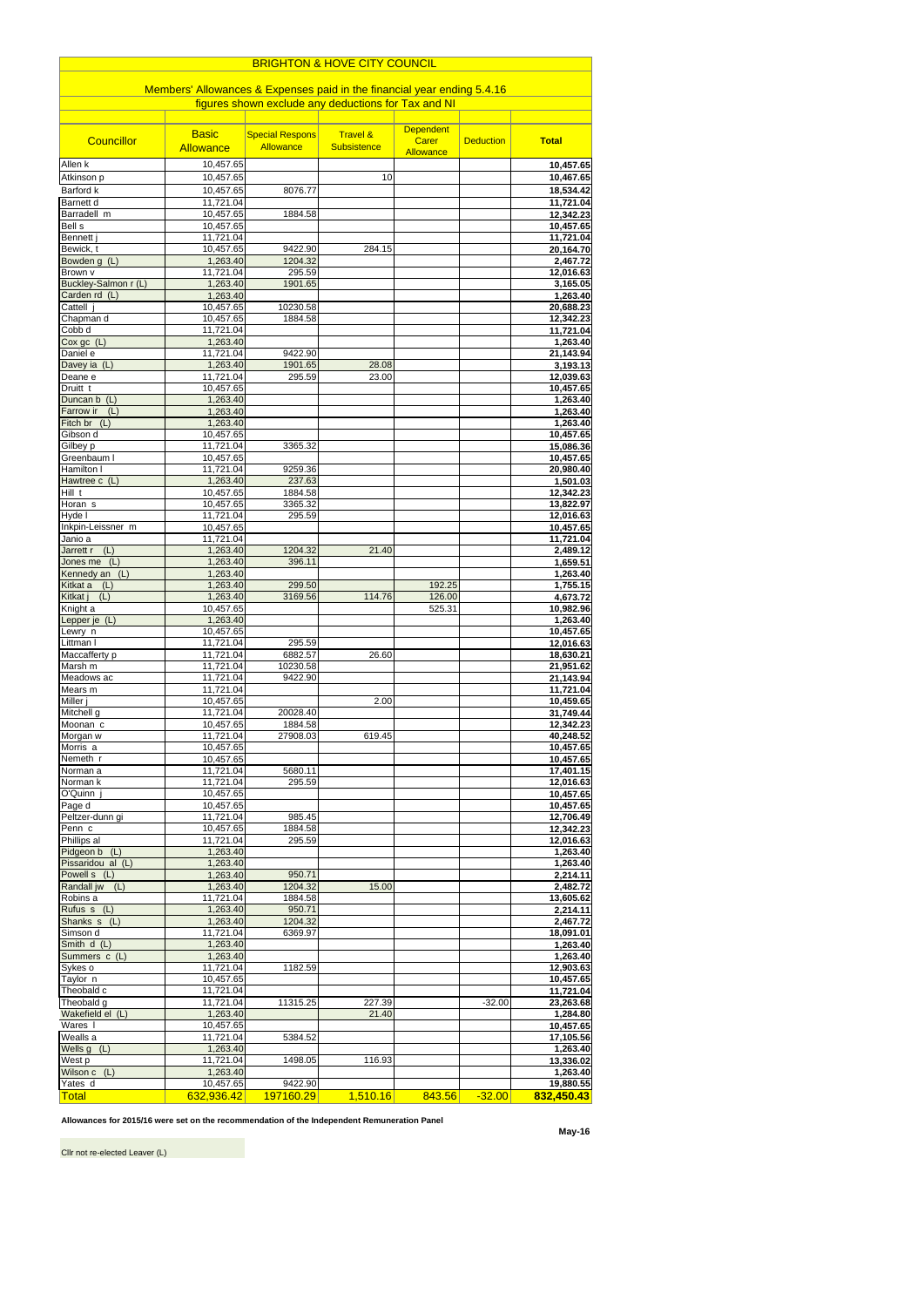# BRIGHTON & HOVE CITY COUNCIL

## Members' Allowances & Expenses paid in the financial year ending 5.4.16

### figures shown exclude any deductions for Tax and NI

| Councillor | Basic Allowance | Special Respons Allowance | Travel & Subsistence | Dependent Carer Allowance | Deduction | Total |
|---|---|---|---|---|---|---|
| Allen k | 10,457.65 | | | | | 10,457.65 |
| Atkinson p | 10,457.65 | | 10 | | | 10,467.65 |
| Barford k | 10,457.65 | 8076.77 | | | | 18,534.42 |
| Barnett d | 11,721.04 | | | | | 11,721.04 |
| Barradell m | 10,457.65 | 1884.58 | | | | 12,342.23 |
| Bell s | 10,457.65 | | | | | 10,457.65 |
| Bennett j | 11,721.04 | | | | | 11,721.04 |
| Bewick, t | 10,457.65 | 9422.90 | 284.15 | | | 20,164.70 |
| Bowden g (L) | 1,263.40 | 1204.32 | | | | 2,467.72 |
| Brown v | 11,721.04 | 295.59 | | | | 12,016.63 |
| Buckley-Salmon r (L) | 1,263.40 | 1901.65 | | | | 3,165.05 |
| Carden rd (L) | 1,263.40 | | | | | 1,263.40 |
| Cattell j | 10,457.65 | 10230.58 | | | | 20,688.23 |
| Chapman d | 10,457.65 | 1884.58 | | | | 12,342.23 |
| Cobb d | 11,721.04 | | | | | 11,721.04 |
| Cox gc (L) | 1,263.40 | | | | | 1,263.40 |
| Daniel e | 11,721.04 | 9422.90 | | | | 21,143.94 |
| Davey ia (L) | 1,263.40 | 1901.65 | 28.08 | | | 3,193.13 |
| Deane e | 11,721.04 | 295.59 | 23.00 | | | 12,039.63 |
| Druitt t | 10,457.65 | | | | | 10,457.65 |
| Duncan b (L) | 1,263.40 | | | | | 1,263.40 |
| Farrow ir (L) | 1,263.40 | | | | | 1,263.40 |
| Fitch br (L) | 1,263.40 | | | | | 1,263.40 |
| Gibson d | 10,457.65 | | | | | 10,457.65 |
| Gilbey p | 11,721.04 | 3365.32 | | | | 15,086.36 |
| Greenbaum l | 10,457.65 | | | | | 10,457.65 |
| Hamilton l | 11,721.04 | 9259.36 | | | | 20,980.40 |
| Hawtree c (L) | 1,263.40 | 237.63 | | | | 1,501.03 |
| Hill t | 10,457.65 | 1884.58 | | | | 12,342.23 |
| Horan s | 10,457.65 | 3365.32 | | | | 13,822.97 |
| Hyde l | 11,721.04 | 295.59 | | | | 12,016.63 |
| Inkpin-Leissner m | 10,457.65 | | | | | 10,457.65 |
| Janio a | 11,721.04 | | | | | 11,721.04 |
| Jarrett r (L) | 1,263.40 | 1204.32 | 21.40 | | | 2,489.12 |
| Jones me (L) | 1,263.40 | 396.11 | | | | 1,659.51 |
| Kennedy an (L) | 1,263.40 | | | | | 1,263.40 |
| Kitkat a (L) | 1,263.40 | 299.50 | | 192.25 | | 1,755.15 |
| Kitkat j (L) | 1,263.40 | 3169.56 | 114.76 | 126.00 | | 4,673.72 |
| Knight a | 10,457.65 | | | 525.31 | | 10,982.96 |
| Lepper je (L) | 1,263.40 | | | | | 1,263.40 |
| Lewry n | 10,457.65 | | | | | 10,457.65 |
| Littman l | 11,721.04 | 295.59 | | | | 12,016.63 |
| Maccafferty p | 11,721.04 | 6882.57 | 26.60 | | | 18,630.21 |
| Marsh m | 11,721.04 | 10230.58 | | | | 21,951.62 |
| Meadows ac | 11,721.04 | 9422.90 | | | | 21,143.94 |
| Mears m | 11,721.04 | | | | | 11,721.04 |
| Miller j | 10,457.65 | | 2.00 | | | 10,459.65 |
| Mitchell g | 11,721.04 | 20028.40 | | | | 31,749.44 |
| Moonan c | 10,457.65 | 1884.58 | | | | 12,342.23 |
| Morgan w | 11,721.04 | 27908.03 | 619.45 | | | 40,248.52 |
| Morris a | 10,457.65 | | | | | 10,457.65 |
| Nemeth r | 10,457.65 | | | | | 10,457.65 |
| Norman a | 11,721.04 | 5680.11 | | | | 17,401.15 |
| Norman k | 11,721.04 | 295.59 | | | | 12,016.63 |
| O'Quinn j | 10,457.65 | | | | | 10,457.65 |
| Page d | 10,457.65 | | | | | 10,457.65 |
| Peltzer-dunn gi | 11,721.04 | 985.45 | | | | 12,706.49 |
| Penn c | 10,457.65 | 1884.58 | | | | 12,342.23 |
| Phillips al | 11,721.04 | 295.59 | | | | 12,016.63 |
| Pidgeon b (L) | 1,263.40 | | | | | 1,263.40 |
| Pissaridou al (L) | 1,263.40 | | | | | 1,263.40 |
| Powell s (L) | 1,263.40 | 950.71 | | | | 2,214.11 |
| Randall jw (L) | 1,263.40 | 1204.32 | 15.00 | | | 2,482.72 |
| Robins a | 11,721.04 | 1884.58 | | | | 13,605.62 |
| Rufus s (L) | 1,263.40 | 950.71 | | | | 2,214.11 |
| Shanks s (L) | 1,263.40 | 1204.32 | | | | 2,467.72 |
| Simson d | 11,721.04 | 6369.97 | | | | 18,091.01 |
| Smith d (L) | 1,263.40 | | | | | 1,263.40 |
| Summers c (L) | 1,263.40 | | | | | 1,263.40 |
| Sykes o | 11,721.04 | 1182.59 | | | | 12,903.63 |
| Taylor n | 10,457.65 | | | | | 10,457.65 |
| Theobald c | 11,721.04 | | | | | 11,721.04 |
| Theobald g | 11,721.04 | 11315.25 | 227.39 | | -32.00 | 23,263.68 |
| Wakefield el (L) | 1,263.40 | | 21.40 | | | 1,284.80 |
| Wares l | 10,457.65 | | | | | 10,457.65 |
| Wealls a | 11,721.04 | 5384.52 | | | | 17,105.56 |
| Wells g (L) | 1,263.40 | | | | | 1,263.40 |
| West p | 11,721.04 | 1498.05 | 116.93 | | | 13,336.02 |
| Wilson c (L) | 1,263.40 | | | | | 1,263.40 |
| Yates d | 10,457.65 | 9422.90 | | | | 19,880.55 |
| **Total** | **632,936.42** | **197160.29** | **1,510.16** | **843.56** | **-32.00** | **832,450.43** |

**Allowances for 2015/16 were set on the recommendation of the Independent Remuneration Panel**

**May-16**

Cllr not re-elected Leaver (L)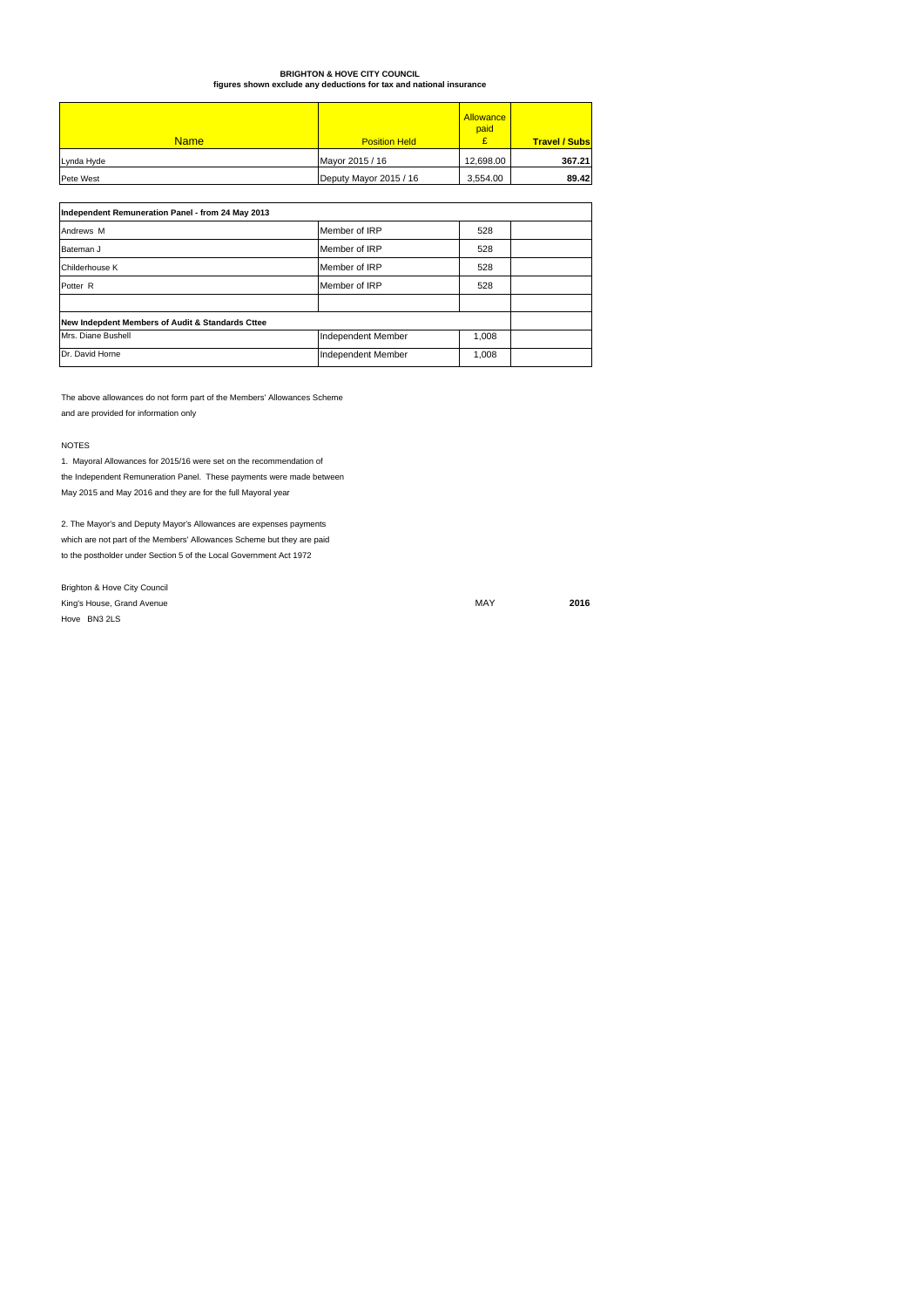**BRIGHTON & HOVE CITY COUNCIL**
**figures shown exclude any deductions for tax and national insurance**

| Name | Position Held | Allowance paid £ | Travel / Subs |
|---|---|---|---|
| Lynda Hyde | Mayor 2015 / 16 | 12,698.00 | **367.21** |
| Pete West | Deputy Mayor 2015 / 16 | 3,554.00 | **89.42** |

| | | | |
|---|---|---|---|
| **Independent Remuneration Panel - from 24 May 2013** | | | |
| Andrews M | Member of IRP | 528 | |
| Bateman J | Member of IRP | 528 | |
| Childerhouse K | Member of IRP | 528 | |
| Potter R | Member of IRP | 528 | |
| | | | |
| **New Indepdent Members of Audit & Standards Cttee** | | | |
| Mrs. Diane Bushell | Independent Member | 1,008 | |
| Dr. David Horne | Independent Member | 1,008 | |

The above allowances do not form part of the Members' Allowances Scheme
and are provided for information only

NOTES

1. Mayoral Allowances for 2015/16 were set on the recommendation of
the Independent Remuneration Panel. These payments were made between
May 2015 and May 2016 and they are for the full Mayoral year

2. The Mayor's and Deputy Mayor's Allowances are expenses payments
which are not part of the Members' Allowances Scheme but they are paid
to the postholder under Section 5 of the Local Government Act 1972

Brighton & Hove City Council
King's House, Grand Avenue MAY **2016**
Hove BN3 2LS